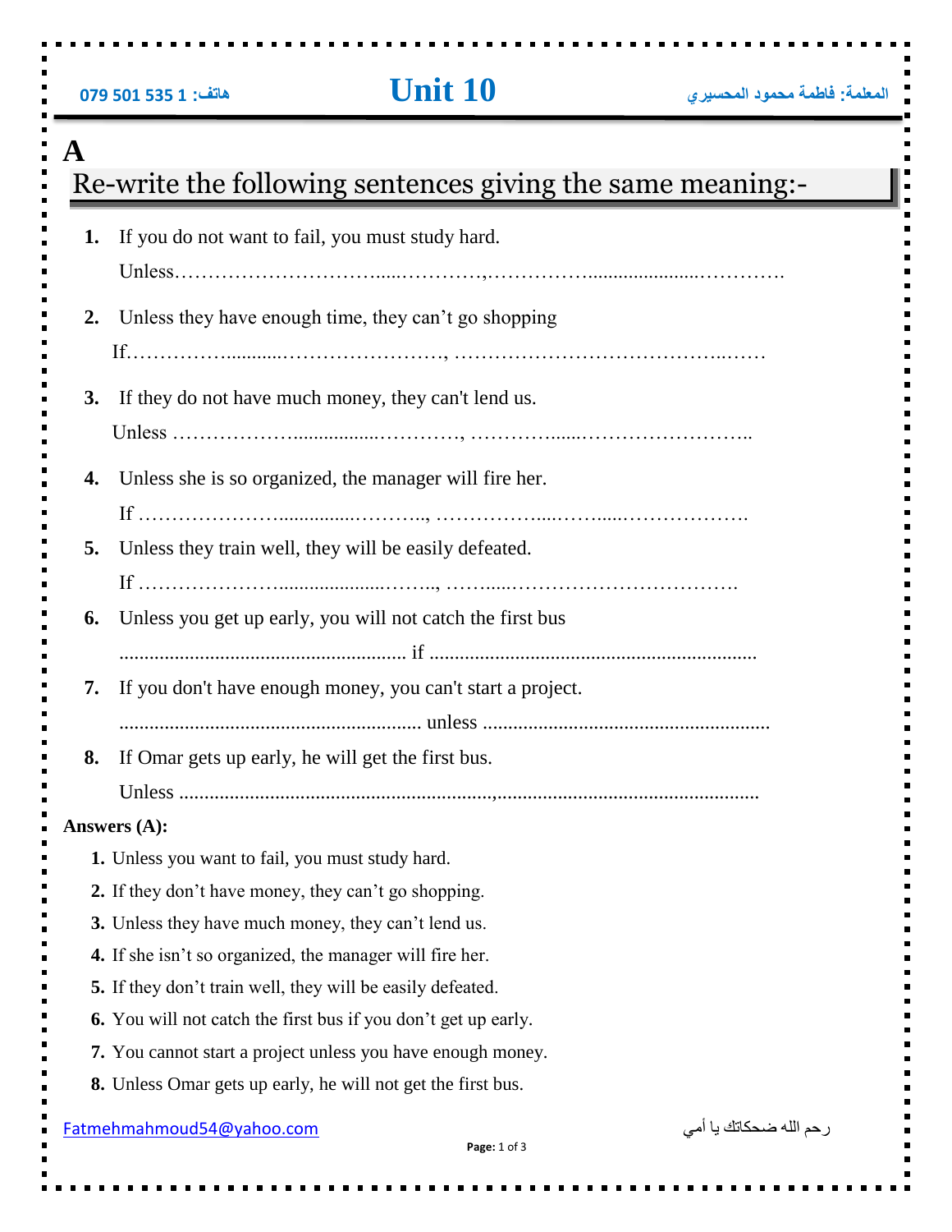# A

## Re-write the following sentences giving the same meaning:-

1. If you do not want to fail, you must study hard.
   Unless……………………………....…………,……………....................………….
2. Unless they have enough time, they can't go shopping
   If…………….........……………………, …………………………………...……
3. If they do not have much money, they can't lend us.
   Unless ……………….................…………, ……………....……………………..
4. Unless she is so organized, the manager will fire her.
   If …………………...............……….., ……………...……....……………….
5. Unless they train well, they will be easily defeated.
   If …………………....................…….., ……....…………………………….
6. Unless you get up early, you will not catch the first bus
   ........................................................ if ................................................................
7. If you don't have enough money, you can't start a project.
   .......................................................... unless ........................................................
8. If Omar gets up early, he will get the first bus.
   Unless .........................................................,..................................................

**Answers (A):**

1. Unless you want to fail, you must study hard.
2. If they don't have money, they can't go shopping.
3. Unless they have much money, they can't lend us.
4. If she isn't so organized, the manager will fire her.
5. If they don't train well, they will be easily defeated.
6. You will not catch the first bus if you don't get up early.
7. You cannot start a project unless you have enough money.
8. Unless Omar gets up early, he will not get the first bus.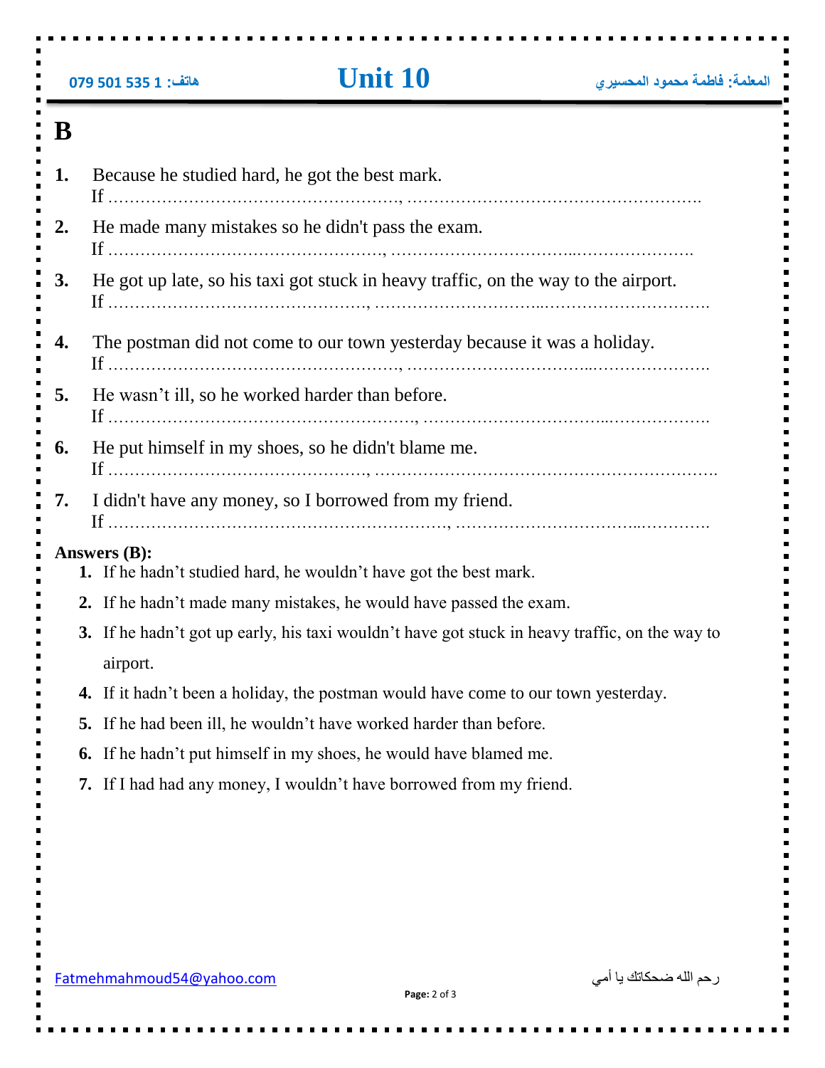# B

1. Because he studied hard, he got the best mark.
   If ……………………………………………, ………………………………………………
2. He made many mistakes so he didn't pass the exam.
   If …………………………………………, ……………………………………………
3. He got up late, so his taxi got stuck in heavy traffic, on the way to the airport.
   If ………………………………………, …………………………………………………
4. The postman did not come to our town yesterday because it was a holiday.
   If ……………………………………………, ……………………………………………
5. He wasn't ill, so he worked harder than before.
   If ………………………………………………, ………………………………………………
6. He put himself in my shoes, so he didn't blame me.
   If ………………………………………, ……………………………………………………
7. I didn't have any money, so I borrowed from my friend.
   If ……………………………………………………, ………………………………………

**Answers (B):**

1. If he hadn't studied hard, he wouldn't have got the best mark.
2. If he hadn't made many mistakes, he would have passed the exam.
3. If he hadn't got up early, his taxi wouldn't have got stuck in heavy traffic, on the way to airport.
4. If it hadn't been a holiday, the postman would have come to our town yesterday.
5. If he had been ill, he wouldn't have worked harder than before.
6. If he hadn't put himself in my shoes, he would have blamed me.
7. If I had had any money, I wouldn't have borrowed from my friend.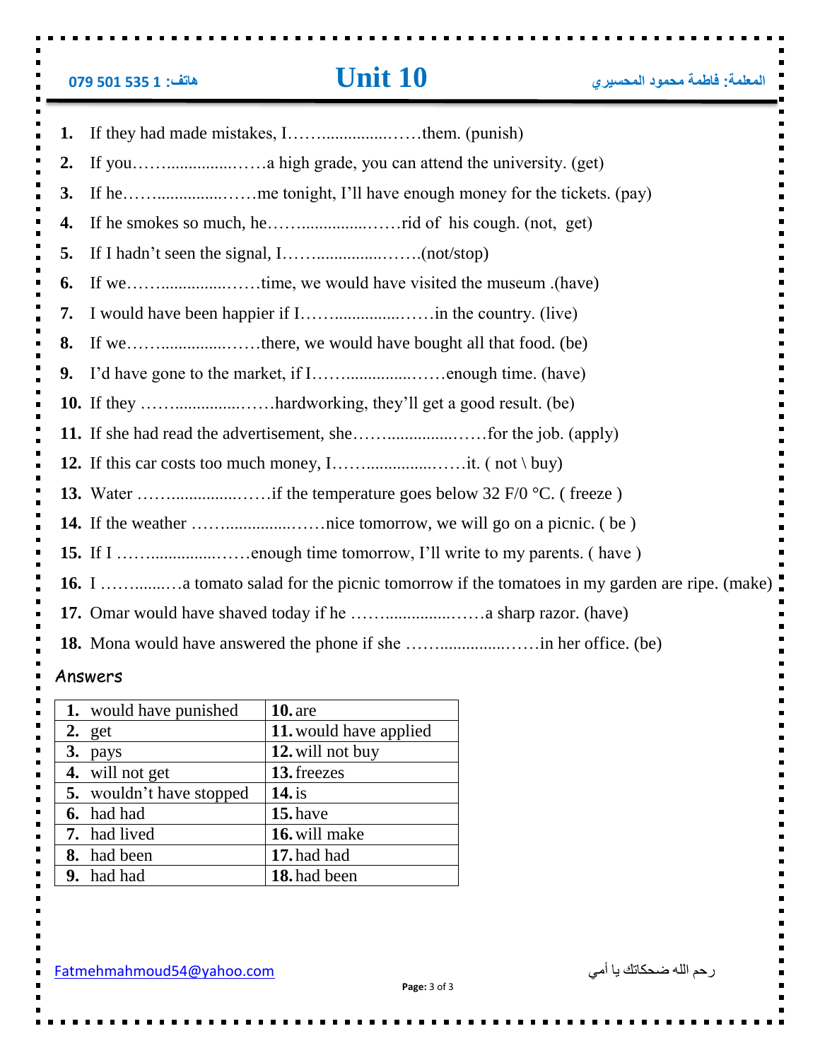# Unit 10

1. If they had made mistakes, I…….................……them. (punish)
2. If you…….................……a high grade, you can attend the university. (get)
3. If he…….................……me tonight, I'll have enough money for the tickets. (pay)
4. If he smokes so much, he…….................……rid of his cough. (not, get)
5. If I hadn't seen the signal, I…….................…….(not/stop)
6. If we…….................……time, we would have visited the museum .(have)
7. I would have been happier if I…….................……in the country. (live)
8. If we…….................……there, we would have bought all that food. (be)
9. I'd have gone to the market, if I…….................……enough time. (have)
10. If they …….................……hardworking, they'll get a good result. (be)
11. If she had read the advertisement, she…….................……for the job. (apply)
12. If this car costs too much money, I…….................……it. ( not \ buy)
13. Water …….................……if the temperature goes below 32 F/0 °C. ( freeze )
14. If the weather …….................……nice tomorrow, we will go on a picnic. ( be )
15. If I …….................……enough time tomorrow, I'll write to my parents. ( have )
16. I …….......…a tomato salad for the picnic tomorrow if the tomatoes in my garden are ripe. (make)
17. Omar would have shaved today if he …….................……a sharp razor. (have)
18. Mona would have answered the phone if she …….................……in her office. (be)

Answers

| | |
|---|---|
| 1. would have punished | 10. are |
| 2. get | 11. would have applied |
| 3. pays | 12. will not buy |
| 4. will not get | 13. freezes |
| 5. wouldn't have stopped | 14. is |
| 6. had had | 15. have |
| 7. had lived | 16. will make |
| 8. had been | 17. had had |
| 9. had had | 18. had been |